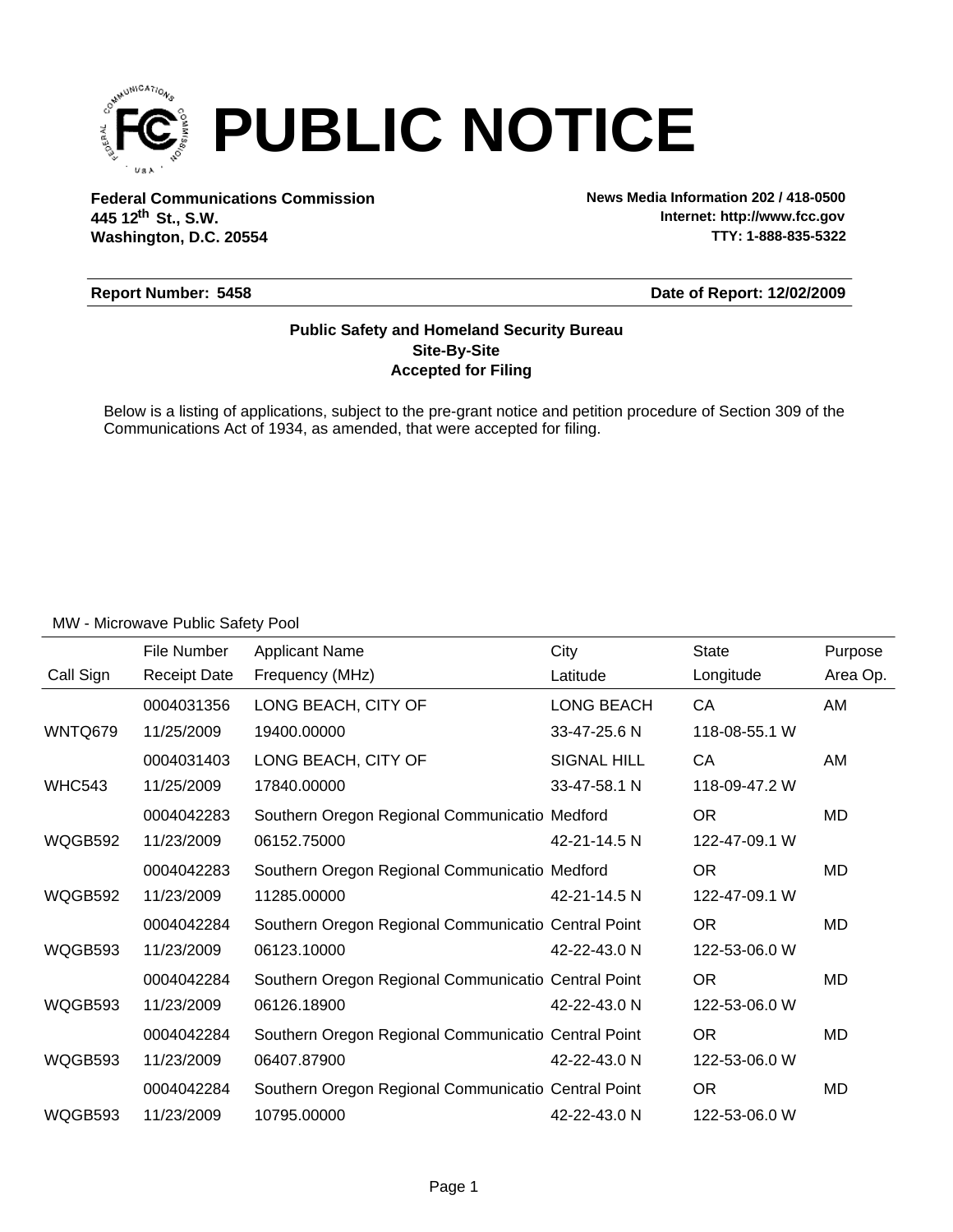# PUBLIC NOTICE

**Federal Communications Commission**
**445 12th St., S.W.**
**Washington, D.C. 20554**

**News Media Information 202 / 418-0500**
**Internet: http://www.fcc.gov**
**TTY: 1-888-835-5322**

**Report Number: 5458** **Date of Report: 12/02/2009**

**Public Safety and Homeland Security Bureau**
**Site-By-Site**
**Accepted for Filing**

Below is a listing of applications, subject to the pre-grant notice and petition procedure of Section 309 of the Communications Act of 1934, as amended, that were accepted for filing.

MW - Microwave Public Safety Pool

| Call Sign | File Number / Receipt Date | Applicant Name / Frequency (MHz) | City / Latitude | State / Longitude | Purpose / Area Op. |
|---|---|---|---|---|---|
| | 0004031356 | LONG BEACH, CITY OF | LONG BEACH | CA | AM |
| WNTQ679 | 11/25/2009 | 19400.00000 | 33-47-25.6 N | 118-08-55.1 W | |
| | 0004031403 | LONG BEACH, CITY OF | SIGNAL HILL | CA | AM |
| WHC543 | 11/25/2009 | 17840.00000 | 33-47-58.1 N | 118-09-47.2 W | |
| | 0004042283 | Southern Oregon Regional Communicatio | Medford | OR | MD |
| WQGB592 | 11/23/2009 | 06152.75000 | 42-21-14.5 N | 122-47-09.1 W | |
| | 0004042283 | Southern Oregon Regional Communicatio | Medford | OR | MD |
| WQGB592 | 11/23/2009 | 11285.00000 | 42-21-14.5 N | 122-47-09.1 W | |
| | 0004042284 | Southern Oregon Regional Communicatio | Central Point | OR | MD |
| WQGB593 | 11/23/2009 | 06123.10000 | 42-22-43.0 N | 122-53-06.0 W | |
| | 0004042284 | Southern Oregon Regional Communicatio | Central Point | OR | MD |
| WQGB593 | 11/23/2009 | 06126.18900 | 42-22-43.0 N | 122-53-06.0 W | |
| | 0004042284 | Southern Oregon Regional Communicatio | Central Point | OR | MD |
| WQGB593 | 11/23/2009 | 06407.87900 | 42-22-43.0 N | 122-53-06.0 W | |
| | 0004042284 | Southern Oregon Regional Communicatio | Central Point | OR | MD |
| WQGB593 | 11/23/2009 | 10795.00000 | 42-22-43.0 N | 122-53-06.0 W | |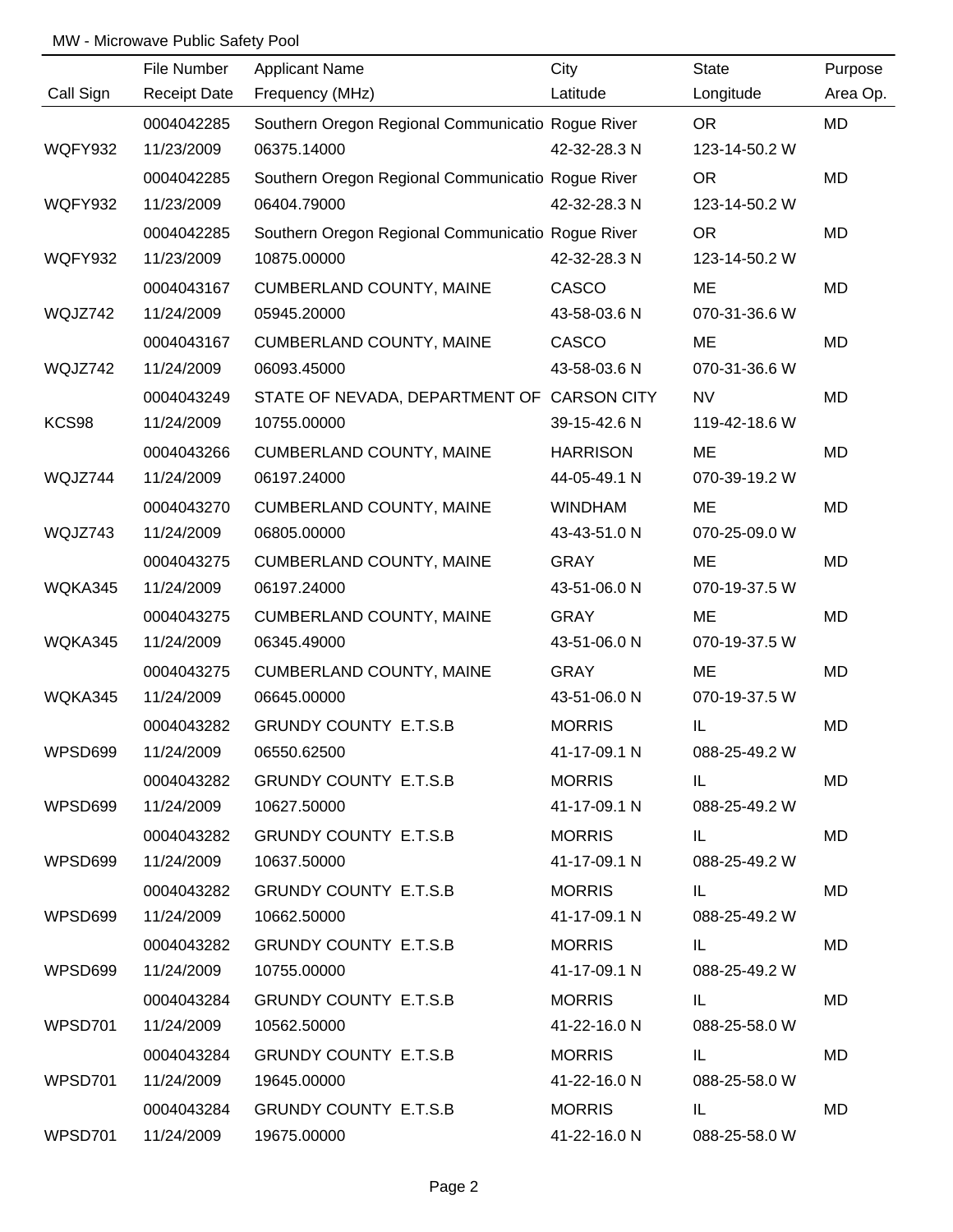MW - Microwave Public Safety Pool

| Call Sign | File Number<br>Receipt Date | Applicant Name<br>Frequency (MHz) | City<br>Latitude | State<br>Longitude | Purpose<br>Area Op. |
|---|---|---|---|---|---|
| WQFY932 | 0004042285<br>11/23/2009 | Southern Oregon Regional Communicatio<br>06375.14000 | Rogue River<br>42-32-28.3 N | OR<br>123-14-50.2 W | MD |
| WQFY932 | 0004042285<br>11/23/2009 | Southern Oregon Regional Communicatio<br>06404.79000 | Rogue River<br>42-32-28.3 N | OR<br>123-14-50.2 W | MD |
| WQFY932 | 0004042285<br>11/23/2009 | Southern Oregon Regional Communicatio<br>10875.00000 | Rogue River<br>42-32-28.3 N | OR<br>123-14-50.2 W | MD |
| WQJZ742 | 0004043167<br>11/24/2009 | CUMBERLAND COUNTY, MAINE<br>05945.20000 | CASCO<br>43-58-03.6 N | ME<br>070-31-36.6 W | MD |
| WQJZ742 | 0004043167<br>11/24/2009 | CUMBERLAND COUNTY, MAINE<br>06093.45000 | CASCO<br>43-58-03.6 N | ME<br>070-31-36.6 W | MD |
| KCS98 | 0004043249<br>11/24/2009 | STATE OF NEVADA, DEPARTMENT OF<br>10755.00000 | CARSON CITY<br>39-15-42.6 N | NV<br>119-42-18.6 W | MD |
| WQJZ744 | 0004043266<br>11/24/2009 | CUMBERLAND COUNTY, MAINE<br>06197.24000 | HARRISON<br>44-05-49.1 N | ME<br>070-39-19.2 W | MD |
| WQJZ743 | 0004043270<br>11/24/2009 | CUMBERLAND COUNTY, MAINE<br>06805.00000 | WINDHAM<br>43-43-51.0 N | ME<br>070-25-09.0 W | MD |
| WQKA345 | 0004043275<br>11/24/2009 | CUMBERLAND COUNTY, MAINE<br>06197.24000 | GRAY<br>43-51-06.0 N | ME<br>070-19-37.5 W | MD |
| WQKA345 | 0004043275<br>11/24/2009 | CUMBERLAND COUNTY, MAINE<br>06345.49000 | GRAY<br>43-51-06.0 N | ME<br>070-19-37.5 W | MD |
| WQKA345 | 0004043275<br>11/24/2009 | CUMBERLAND COUNTY, MAINE<br>06645.00000 | GRAY<br>43-51-06.0 N | ME<br>070-19-37.5 W | MD |
| WPSD699 | 0004043282<br>11/24/2009 | GRUNDY COUNTY E.T.S.B<br>06550.62500 | MORRIS<br>41-17-09.1 N | IL<br>088-25-49.2 W | MD |
| WPSD699 | 0004043282<br>11/24/2009 | GRUNDY COUNTY E.T.S.B<br>10627.50000 | MORRIS<br>41-17-09.1 N | IL<br>088-25-49.2 W | MD |
| WPSD699 | 0004043282<br>11/24/2009 | GRUNDY COUNTY E.T.S.B<br>10637.50000 | MORRIS<br>41-17-09.1 N | IL<br>088-25-49.2 W | MD |
| WPSD699 | 0004043282<br>11/24/2009 | GRUNDY COUNTY E.T.S.B<br>10662.50000 | MORRIS<br>41-17-09.1 N | IL<br>088-25-49.2 W | MD |
| WPSD699 | 0004043282<br>11/24/2009 | GRUNDY COUNTY E.T.S.B<br>10755.00000 | MORRIS<br>41-17-09.1 N | IL<br>088-25-49.2 W | MD |
| WPSD701 | 0004043284<br>11/24/2009 | GRUNDY COUNTY E.T.S.B<br>10562.50000 | MORRIS<br>41-22-16.0 N | IL<br>088-25-58.0 W | MD |
| WPSD701 | 0004043284<br>11/24/2009 | GRUNDY COUNTY E.T.S.B<br>19645.00000 | MORRIS<br>41-22-16.0 N | IL<br>088-25-58.0 W | MD |
| WPSD701 | 0004043284<br>11/24/2009 | GRUNDY COUNTY E.T.S.B<br>19675.00000 | MORRIS<br>41-22-16.0 N | IL<br>088-25-58.0 W | MD |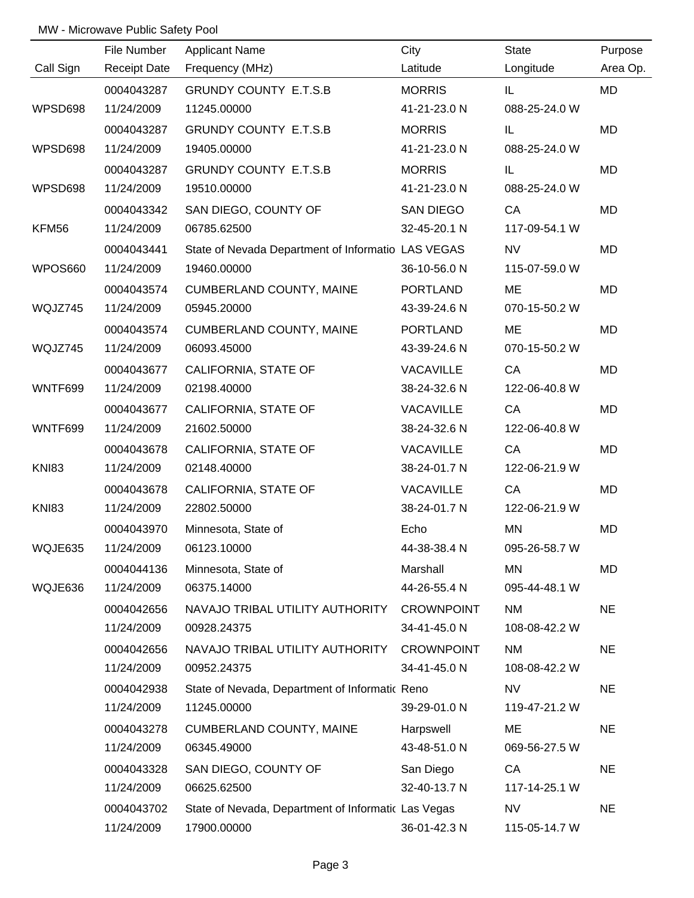MW - Microwave Public Safety Pool

| Call Sign | File Number<br>Receipt Date | Applicant Name<br>Frequency (MHz) | City<br>Latitude | State<br>Longitude | Purpose<br>Area Op. |
|---|---|---|---|---|---|
| WPSD698 | 0004043287<br>11/24/2009 | GRUNDY COUNTY E.T.S.B<br>11245.00000 | MORRIS<br>41-21-23.0 N | IL<br>088-25-24.0 W | MD |
| WPSD698 | 0004043287<br>11/24/2009 | GRUNDY COUNTY E.T.S.B<br>19405.00000 | MORRIS<br>41-21-23.0 N | IL<br>088-25-24.0 W | MD |
| WPSD698 | 0004043287<br>11/24/2009 | GRUNDY COUNTY E.T.S.B<br>19510.00000 | MORRIS<br>41-21-23.0 N | IL<br>088-25-24.0 W | MD |
| KFM56 | 0004043342<br>11/24/2009 | SAN DIEGO, COUNTY OF<br>06785.62500 | SAN DIEGO<br>32-45-20.1 N | CA<br>117-09-54.1 W | MD |
| WPOS660 | 0004043441<br>11/24/2009 | State of Nevada Department of Informatio<br>19460.00000 | LAS VEGAS<br>36-10-56.0 N | NV<br>115-07-59.0 W | MD |
| WQJZ745 | 0004043574<br>11/24/2009 | CUMBERLAND COUNTY, MAINE<br>05945.20000 | PORTLAND<br>43-39-24.6 N | ME<br>070-15-50.2 W | MD |
| WQJZ745 | 0004043574<br>11/24/2009 | CUMBERLAND COUNTY, MAINE<br>06093.45000 | PORTLAND<br>43-39-24.6 N | ME<br>070-15-50.2 W | MD |
| WNTF699 | 0004043677<br>11/24/2009 | CALIFORNIA, STATE OF<br>02198.40000 | VACAVILLE<br>38-24-32.6 N | CA<br>122-06-40.8 W | MD |
| WNTF699 | 0004043677<br>11/24/2009 | CALIFORNIA, STATE OF<br>21602.50000 | VACAVILLE<br>38-24-32.6 N | CA<br>122-06-40.8 W | MD |
| KNI83 | 0004043678<br>11/24/2009 | CALIFORNIA, STATE OF<br>02148.40000 | VACAVILLE<br>38-24-01.7 N | CA<br>122-06-21.9 W | MD |
| KNI83 | 0004043678<br>11/24/2009 | CALIFORNIA, STATE OF<br>22802.50000 | VACAVILLE<br>38-24-01.7 N | CA<br>122-06-21.9 W | MD |
| WQJE635 | 0004043970<br>11/24/2009 | Minnesota, State of<br>06123.10000 | Echo<br>44-38-38.4 N | MN<br>095-26-58.7 W | MD |
| WQJE636 | 0004044136<br>11/24/2009 | Minnesota, State of<br>06375.14000 | Marshall<br>44-26-55.4 N | MN<br>095-44-48.1 W | MD |
| | 0004042656<br>11/24/2009 | NAVAJO TRIBAL UTILITY AUTHORITY<br>00928.24375 | CROWNPOINT<br>34-41-45.0 N | NM<br>108-08-42.2 W | NE |
| | 0004042656<br>11/24/2009 | NAVAJO TRIBAL UTILITY AUTHORITY<br>00952.24375 | CROWNPOINT<br>34-41-45.0 N | NM<br>108-08-42.2 W | NE |
| | 0004042938<br>11/24/2009 | State of Nevada, Department of Informatic<br>11245.00000 | Reno<br>39-29-01.0 N | NV<br>119-47-21.2 W | NE |
| | 0004043278<br>11/24/2009 | CUMBERLAND COUNTY, MAINE<br>06345.49000 | Harpswell<br>43-48-51.0 N | ME<br>069-56-27.5 W | NE |
| | 0004043328<br>11/24/2009 | SAN DIEGO, COUNTY OF<br>06625.62500 | San Diego<br>32-40-13.7 N | CA<br>117-14-25.1 W | NE |
| | 0004043702<br>11/24/2009 | State of Nevada, Department of Informatic<br>17900.00000 | Las Vegas<br>36-01-42.3 N | NV<br>115-05-14.7 W | NE |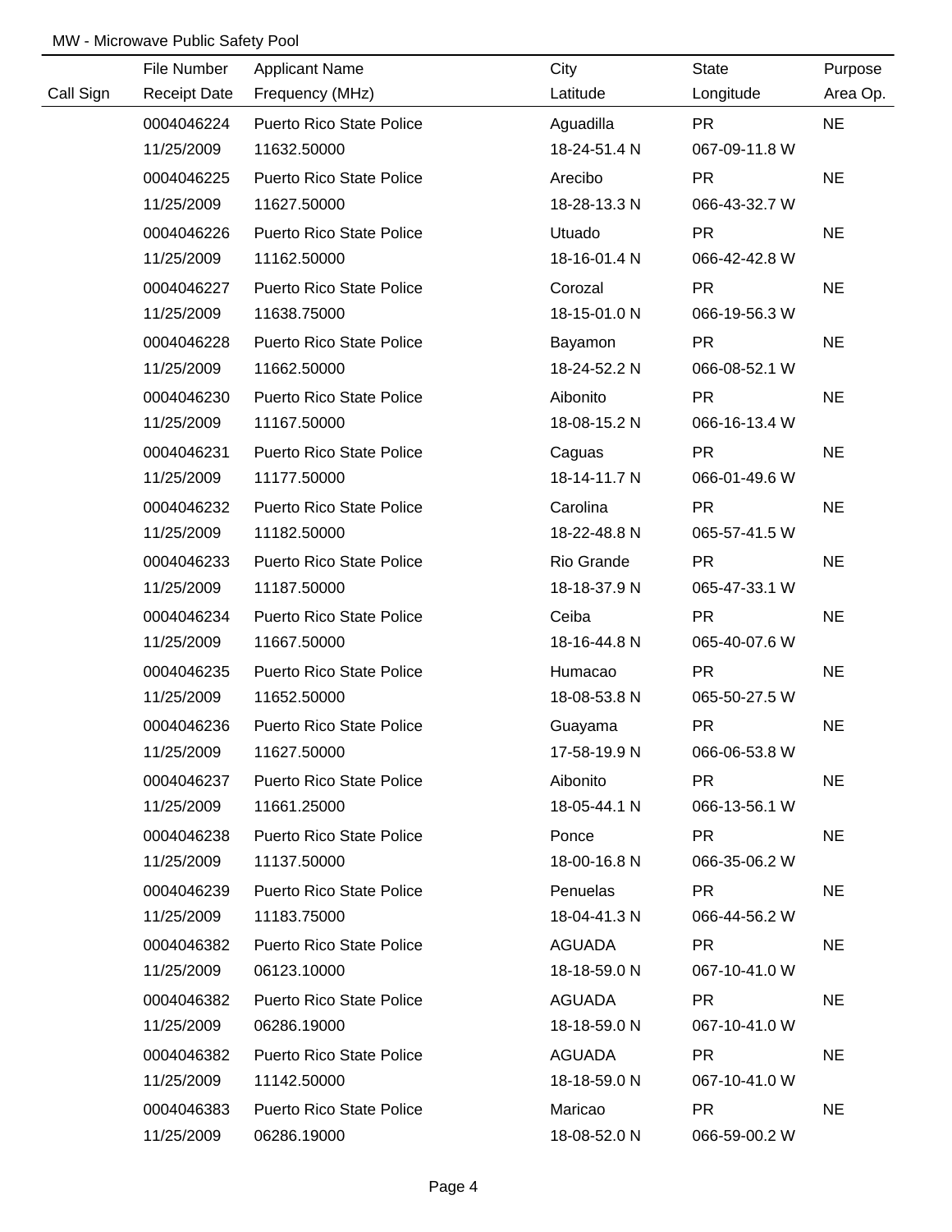MW - Microwave Public Safety Pool

| Call Sign | File Number<br>Receipt Date | Applicant Name<br>Frequency (MHz) | City<br>Latitude | State<br>Longitude | Purpose<br>Area Op. |
|---|---|---|---|---|---|
| | 0004046224<br>11/25/2009 | Puerto Rico State Police<br>11632.50000 | Aguadilla<br>18-24-51.4 N | PR<br>067-09-11.8 W | NE |
| | 0004046225<br>11/25/2009 | Puerto Rico State Police<br>11627.50000 | Arecibo<br>18-28-13.3 N | PR<br>066-43-32.7 W | NE |
| | 0004046226<br>11/25/2009 | Puerto Rico State Police<br>11162.50000 | Utuado<br>18-16-01.4 N | PR<br>066-42-42.8 W | NE |
| | 0004046227<br>11/25/2009 | Puerto Rico State Police<br>11638.75000 | Corozal<br>18-15-01.0 N | PR<br>066-19-56.3 W | NE |
| | 0004046228<br>11/25/2009 | Puerto Rico State Police<br>11662.50000 | Bayamon<br>18-24-52.2 N | PR<br>066-08-52.1 W | NE |
| | 0004046230<br>11/25/2009 | Puerto Rico State Police<br>11167.50000 | Aibonito<br>18-08-15.2 N | PR<br>066-16-13.4 W | NE |
| | 0004046231<br>11/25/2009 | Puerto Rico State Police<br>11177.50000 | Caguas<br>18-14-11.7 N | PR<br>066-01-49.6 W | NE |
| | 0004046232<br>11/25/2009 | Puerto Rico State Police<br>11182.50000 | Carolina<br>18-22-48.8 N | PR<br>065-57-41.5 W | NE |
| | 0004046233<br>11/25/2009 | Puerto Rico State Police<br>11187.50000 | Rio Grande<br>18-18-37.9 N | PR<br>065-47-33.1 W | NE |
| | 0004046234<br>11/25/2009 | Puerto Rico State Police<br>11667.50000 | Ceiba<br>18-16-44.8 N | PR<br>065-40-07.6 W | NE |
| | 0004046235<br>11/25/2009 | Puerto Rico State Police<br>11652.50000 | Humacao<br>18-08-53.8 N | PR<br>065-50-27.5 W | NE |
| | 0004046236<br>11/25/2009 | Puerto Rico State Police<br>11627.50000 | Guayama<br>17-58-19.9 N | PR<br>066-06-53.8 W | NE |
| | 0004046237<br>11/25/2009 | Puerto Rico State Police<br>11661.25000 | Aibonito<br>18-05-44.1 N | PR<br>066-13-56.1 W | NE |
| | 0004046238<br>11/25/2009 | Puerto Rico State Police<br>11137.50000 | Ponce<br>18-00-16.8 N | PR<br>066-35-06.2 W | NE |
| | 0004046239<br>11/25/2009 | Puerto Rico State Police<br>11183.75000 | Penuelas<br>18-04-41.3 N | PR<br>066-44-56.2 W | NE |
| | 0004046382<br>11/25/2009 | Puerto Rico State Police<br>06123.10000 | AGUADA<br>18-18-59.0 N | PR<br>067-10-41.0 W | NE |
| | 0004046382<br>11/25/2009 | Puerto Rico State Police<br>06286.19000 | AGUADA<br>18-18-59.0 N | PR<br>067-10-41.0 W | NE |
| | 0004046382<br>11/25/2009 | Puerto Rico State Police<br>11142.50000 | AGUADA<br>18-18-59.0 N | PR<br>067-10-41.0 W | NE |
| | 0004046383<br>11/25/2009 | Puerto Rico State Police<br>06286.19000 | Maricao<br>18-08-52.0 N | PR<br>066-59-00.2 W | NE |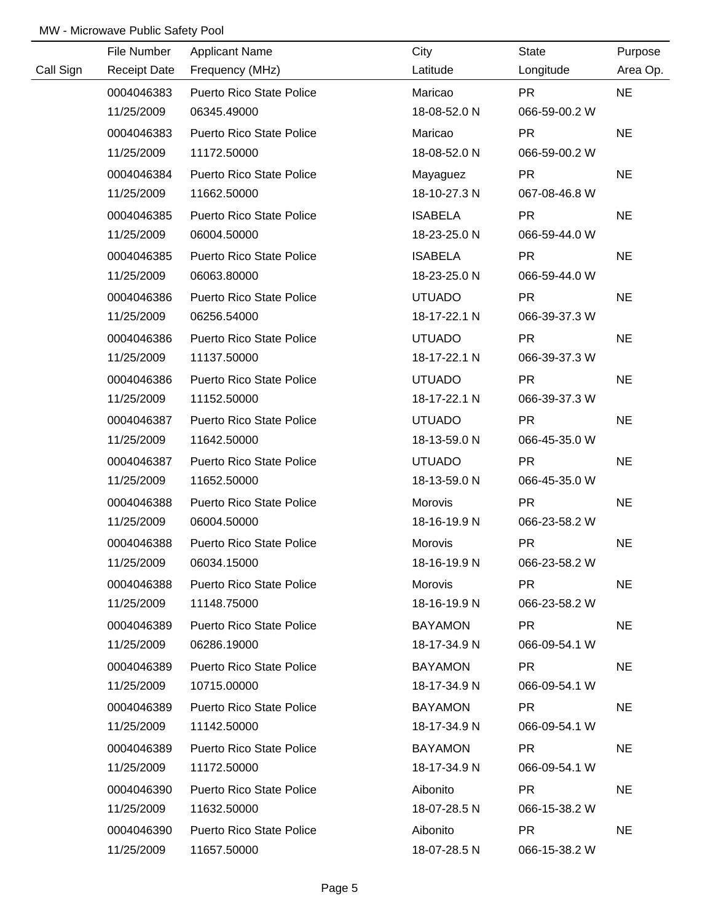MW - Microwave Public Safety Pool

| Call Sign | File Number<br>Receipt Date | Applicant Name<br>Frequency (MHz) | City<br>Latitude | State<br>Longitude | Purpose<br>Area Op. |
|---|---|---|---|---|---|
| | 0004046383<br>11/25/2009 | Puerto Rico State Police<br>06345.49000 | Maricao<br>18-08-52.0 N | PR<br>066-59-00.2 W | NE |
| | 0004046383<br>11/25/2009 | Puerto Rico State Police<br>11172.50000 | Maricao<br>18-08-52.0 N | PR<br>066-59-00.2 W | NE |
| | 0004046384<br>11/25/2009 | Puerto Rico State Police<br>11662.50000 | Mayaguez<br>18-10-27.3 N | PR<br>067-08-46.8 W | NE |
| | 0004046385<br>11/25/2009 | Puerto Rico State Police<br>06004.50000 | ISABELA<br>18-23-25.0 N | PR<br>066-59-44.0 W | NE |
| | 0004046385<br>11/25/2009 | Puerto Rico State Police<br>06063.80000 | ISABELA<br>18-23-25.0 N | PR<br>066-59-44.0 W | NE |
| | 0004046386<br>11/25/2009 | Puerto Rico State Police<br>06256.54000 | UTUADO<br>18-17-22.1 N | PR<br>066-39-37.3 W | NE |
| | 0004046386<br>11/25/2009 | Puerto Rico State Police<br>11137.50000 | UTUADO<br>18-17-22.1 N | PR<br>066-39-37.3 W | NE |
| | 0004046386<br>11/25/2009 | Puerto Rico State Police<br>11152.50000 | UTUADO<br>18-17-22.1 N | PR<br>066-39-37.3 W | NE |
| | 0004046387<br>11/25/2009 | Puerto Rico State Police<br>11642.50000 | UTUADO<br>18-13-59.0 N | PR<br>066-45-35.0 W | NE |
| | 0004046387<br>11/25/2009 | Puerto Rico State Police<br>11652.50000 | UTUADO<br>18-13-59.0 N | PR<br>066-45-35.0 W | NE |
| | 0004046388<br>11/25/2009 | Puerto Rico State Police<br>06004.50000 | Morovis<br>18-16-19.9 N | PR<br>066-23-58.2 W | NE |
| | 0004046388<br>11/25/2009 | Puerto Rico State Police<br>06034.15000 | Morovis<br>18-16-19.9 N | PR<br>066-23-58.2 W | NE |
| | 0004046388<br>11/25/2009 | Puerto Rico State Police<br>11148.75000 | Morovis<br>18-16-19.9 N | PR<br>066-23-58.2 W | NE |
| | 0004046389<br>11/25/2009 | Puerto Rico State Police<br>06286.19000 | BAYAMON<br>18-17-34.9 N | PR<br>066-09-54.1 W | NE |
| | 0004046389<br>11/25/2009 | Puerto Rico State Police<br>10715.00000 | BAYAMON<br>18-17-34.9 N | PR<br>066-09-54.1 W | NE |
| | 0004046389<br>11/25/2009 | Puerto Rico State Police<br>11142.50000 | BAYAMON<br>18-17-34.9 N | PR<br>066-09-54.1 W | NE |
| | 0004046389<br>11/25/2009 | Puerto Rico State Police<br>11172.50000 | BAYAMON<br>18-17-34.9 N | PR<br>066-09-54.1 W | NE |
| | 0004046390<br>11/25/2009 | Puerto Rico State Police<br>11632.50000 | Aibonito<br>18-07-28.5 N | PR<br>066-15-38.2 W | NE |
| | 0004046390<br>11/25/2009 | Puerto Rico State Police<br>11657.50000 | Aibonito<br>18-07-28.5 N | PR<br>066-15-38.2 W | NE |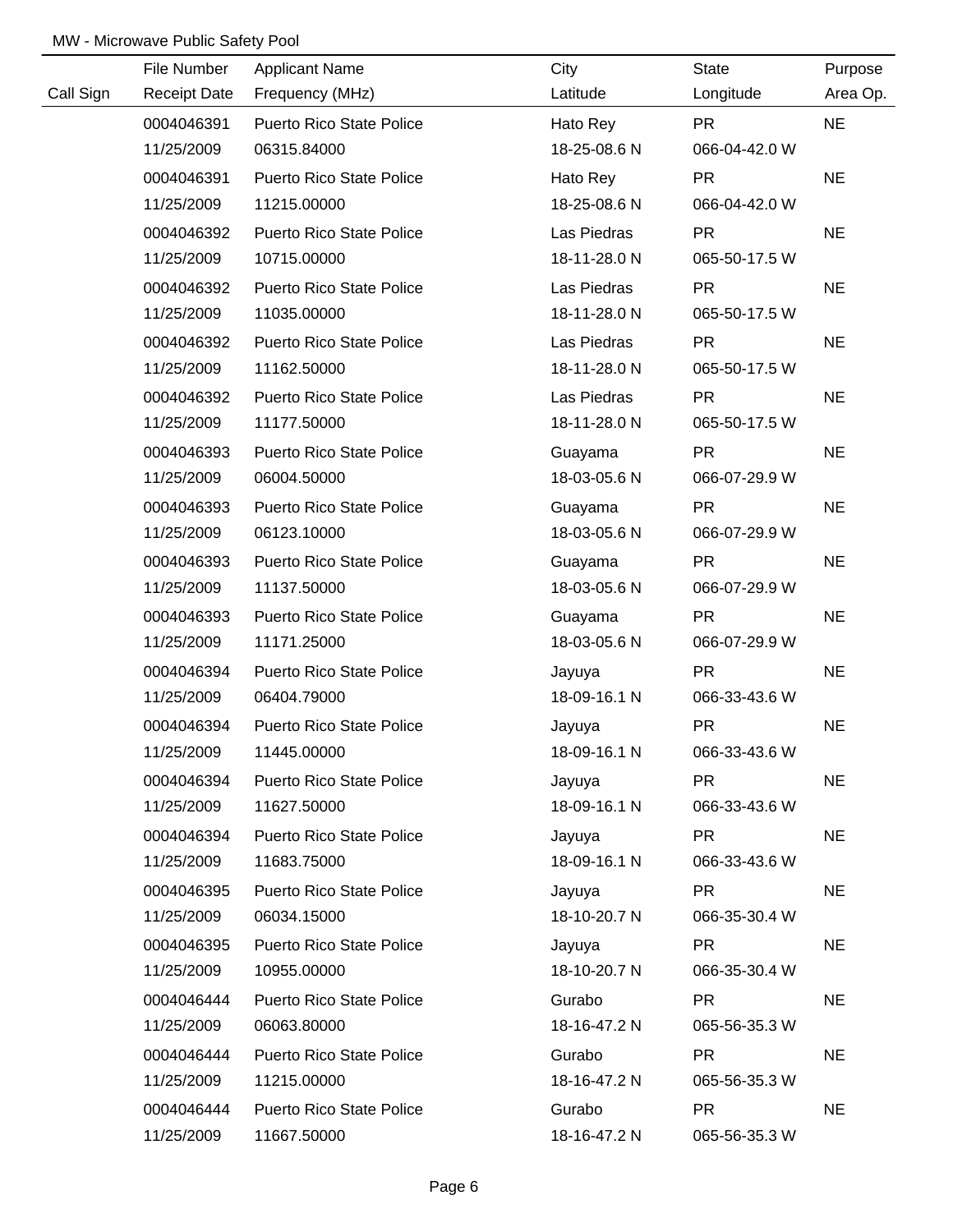MW - Microwave Public Safety Pool

| Call Sign | File Number<br>Receipt Date | Applicant Name<br>Frequency (MHz) | City<br>Latitude | State<br>Longitude | Purpose<br>Area Op. |
|---|---|---|---|---|---|
| | 0004046391<br>11/25/2009 | Puerto Rico State Police<br>06315.84000 | Hato Rey<br>18-25-08.6 N | PR<br>066-04-42.0 W | NE |
| | 0004046391<br>11/25/2009 | Puerto Rico State Police<br>11215.00000 | Hato Rey<br>18-25-08.6 N | PR<br>066-04-42.0 W | NE |
| | 0004046392<br>11/25/2009 | Puerto Rico State Police<br>10715.00000 | Las Piedras<br>18-11-28.0 N | PR<br>065-50-17.5 W | NE |
| | 0004046392<br>11/25/2009 | Puerto Rico State Police<br>11035.00000 | Las Piedras<br>18-11-28.0 N | PR<br>065-50-17.5 W | NE |
| | 0004046392<br>11/25/2009 | Puerto Rico State Police<br>11162.50000 | Las Piedras<br>18-11-28.0 N | PR<br>065-50-17.5 W | NE |
| | 0004046392<br>11/25/2009 | Puerto Rico State Police<br>11177.50000 | Las Piedras<br>18-11-28.0 N | PR<br>065-50-17.5 W | NE |
| | 0004046393<br>11/25/2009 | Puerto Rico State Police<br>06004.50000 | Guayama<br>18-03-05.6 N | PR<br>066-07-29.9 W | NE |
| | 0004046393<br>11/25/2009 | Puerto Rico State Police<br>06123.10000 | Guayama<br>18-03-05.6 N | PR<br>066-07-29.9 W | NE |
| | 0004046393<br>11/25/2009 | Puerto Rico State Police<br>11137.50000 | Guayama<br>18-03-05.6 N | PR<br>066-07-29.9 W | NE |
| | 0004046393<br>11/25/2009 | Puerto Rico State Police<br>11171.25000 | Guayama<br>18-03-05.6 N | PR<br>066-07-29.9 W | NE |
| | 0004046394<br>11/25/2009 | Puerto Rico State Police<br>06404.79000 | Jayuya<br>18-09-16.1 N | PR<br>066-33-43.6 W | NE |
| | 0004046394<br>11/25/2009 | Puerto Rico State Police<br>11445.00000 | Jayuya<br>18-09-16.1 N | PR<br>066-33-43.6 W | NE |
| | 0004046394<br>11/25/2009 | Puerto Rico State Police<br>11627.50000 | Jayuya<br>18-09-16.1 N | PR<br>066-33-43.6 W | NE |
| | 0004046394<br>11/25/2009 | Puerto Rico State Police<br>11683.75000 | Jayuya<br>18-09-16.1 N | PR<br>066-33-43.6 W | NE |
| | 0004046395<br>11/25/2009 | Puerto Rico State Police<br>06034.15000 | Jayuya<br>18-10-20.7 N | PR<br>066-35-30.4 W | NE |
| | 0004046395<br>11/25/2009 | Puerto Rico State Police<br>10955.00000 | Jayuya<br>18-10-20.7 N | PR<br>066-35-30.4 W | NE |
| | 0004046444<br>11/25/2009 | Puerto Rico State Police<br>06063.80000 | Gurabo<br>18-16-47.2 N | PR<br>065-56-35.3 W | NE |
| | 0004046444<br>11/25/2009 | Puerto Rico State Police<br>11215.00000 | Gurabo<br>18-16-47.2 N | PR<br>065-56-35.3 W | NE |
| | 0004046444<br>11/25/2009 | Puerto Rico State Police<br>11667.50000 | Gurabo<br>18-16-47.2 N | PR<br>065-56-35.3 W | NE |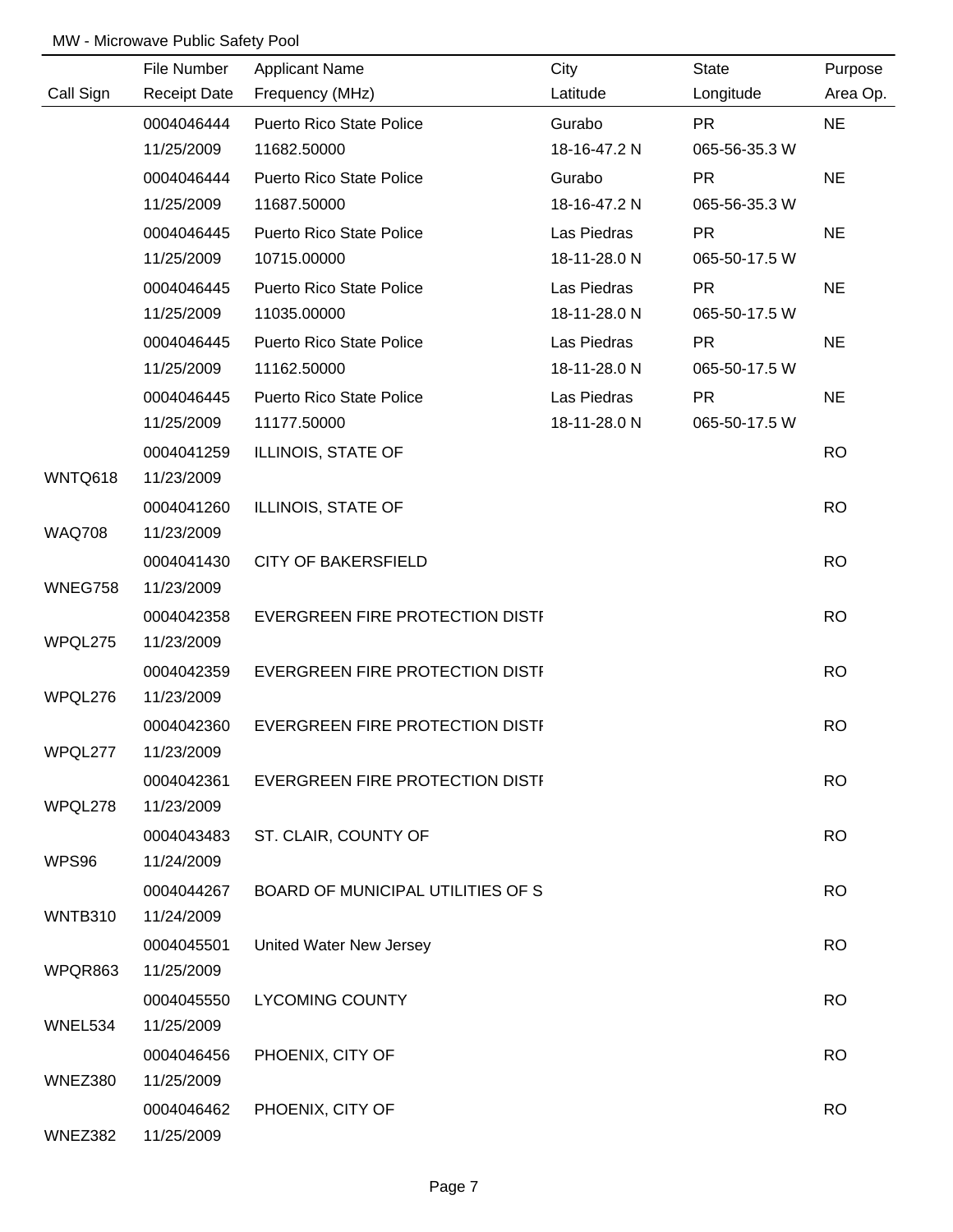MW - Microwave Public Safety Pool

| Call Sign | File Number / Receipt Date | Applicant Name / Frequency (MHz) | City / Latitude | State / Longitude | Purpose / Area Op. |
|---|---|---|---|---|---|
| | 0004046444<br>11/25/2009 | Puerto Rico State Police<br>11682.50000 | Gurabo<br>18-16-47.2 N | PR<br>065-56-35.3 W | NE |
| | 0004046444<br>11/25/2009 | Puerto Rico State Police<br>11687.50000 | Gurabo<br>18-16-47.2 N | PR<br>065-56-35.3 W | NE |
| | 0004046445<br>11/25/2009 | Puerto Rico State Police<br>10715.00000 | Las Piedras<br>18-11-28.0 N | PR<br>065-50-17.5 W | NE |
| | 0004046445<br>11/25/2009 | Puerto Rico State Police<br>11035.00000 | Las Piedras<br>18-11-28.0 N | PR<br>065-50-17.5 W | NE |
| | 0004046445<br>11/25/2009 | Puerto Rico State Police<br>11162.50000 | Las Piedras<br>18-11-28.0 N | PR<br>065-50-17.5 W | NE |
| | 0004046445<br>11/25/2009 | Puerto Rico State Police<br>11177.50000 | Las Piedras<br>18-11-28.0 N | PR<br>065-50-17.5 W | NE |
| WNTQ618 | 0004041259<br>11/23/2009 | ILLINOIS, STATE OF | | | RO |
| WAQ708 | 0004041260<br>11/23/2009 | ILLINOIS, STATE OF | | | RO |
| WNEG758 | 0004041430<br>11/23/2009 | CITY OF BAKERSFIELD | | | RO |
| WPQL275 | 0004042358<br>11/23/2009 | EVERGREEN FIRE PROTECTION DISTI | | | RO |
| WPQL276 | 0004042359<br>11/23/2009 | EVERGREEN FIRE PROTECTION DISTI | | | RO |
| WPQL277 | 0004042360<br>11/23/2009 | EVERGREEN FIRE PROTECTION DISTI | | | RO |
| WPQL278 | 0004042361<br>11/23/2009 | EVERGREEN FIRE PROTECTION DISTI | | | RO |
| WPS96 | 0004043483<br>11/24/2009 | ST. CLAIR, COUNTY OF | | | RO |
| WNTB310 | 0004044267<br>11/24/2009 | BOARD OF MUNICIPAL UTILITIES OF S | | | RO |
| WPQR863 | 0004045501<br>11/25/2009 | United Water New Jersey | | | RO |
| WNEL534 | 0004045550<br>11/25/2009 | LYCOMING COUNTY | | | RO |
| WNEZ380 | 0004046456<br>11/25/2009 | PHOENIX, CITY OF | | | RO |
| WNEZ382 | 0004046462<br>11/25/2009 | PHOENIX, CITY OF | | | RO |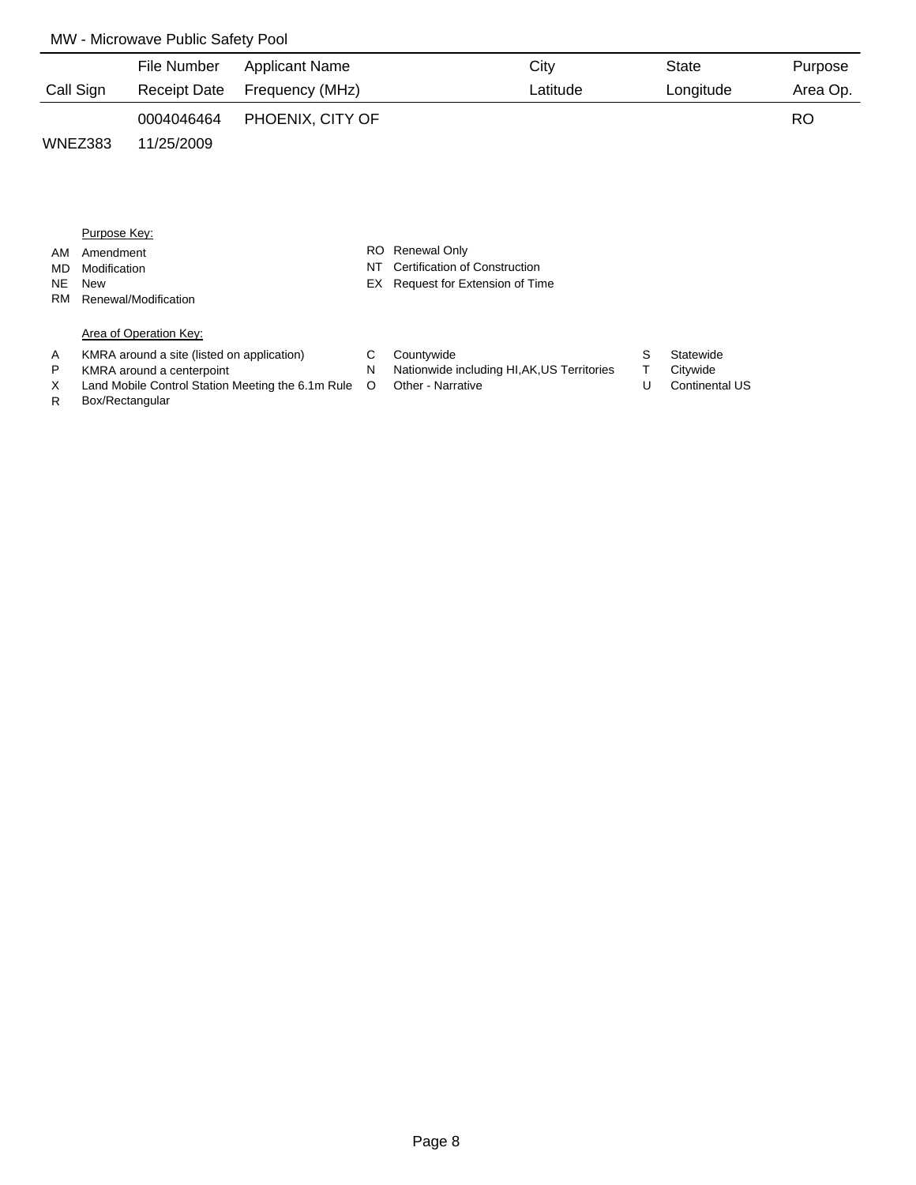MW - Microwave Public Safety Pool

| Call Sign | File Number / Receipt Date | Applicant Name / Frequency (MHz) | City / Latitude | State / Longitude | Purpose / Area Op. |
|---|---|---|---|---|---|
| WNEZ383 | 0004046464<br>11/25/2009 | PHOENIX, CITY OF | | | RO |

Purpose Key:

| | | | |
|---|---|---|---|
| AM | Amendment | RO | Renewal Only |
| MD | Modification | NT | Certification of Construction |
| NE | New | EX | Request for Extension of Time |
| RM | Renewal/Modification | | |

Area of Operation Key:

| | | | | | |
|---|---|---|---|---|---|
| A | KMRA around a site (listed on application) | C | Countywide | S | Statewide |
| P | KMRA around a centerpoint | N | Nationwide including HI,AK,US Territories | T | Citywide |
| X | Land Mobile Control Station Meeting the 6.1m Rule | O | Other - Narrative | U | Continental US |
| R | Box/Rectangular | | | | |